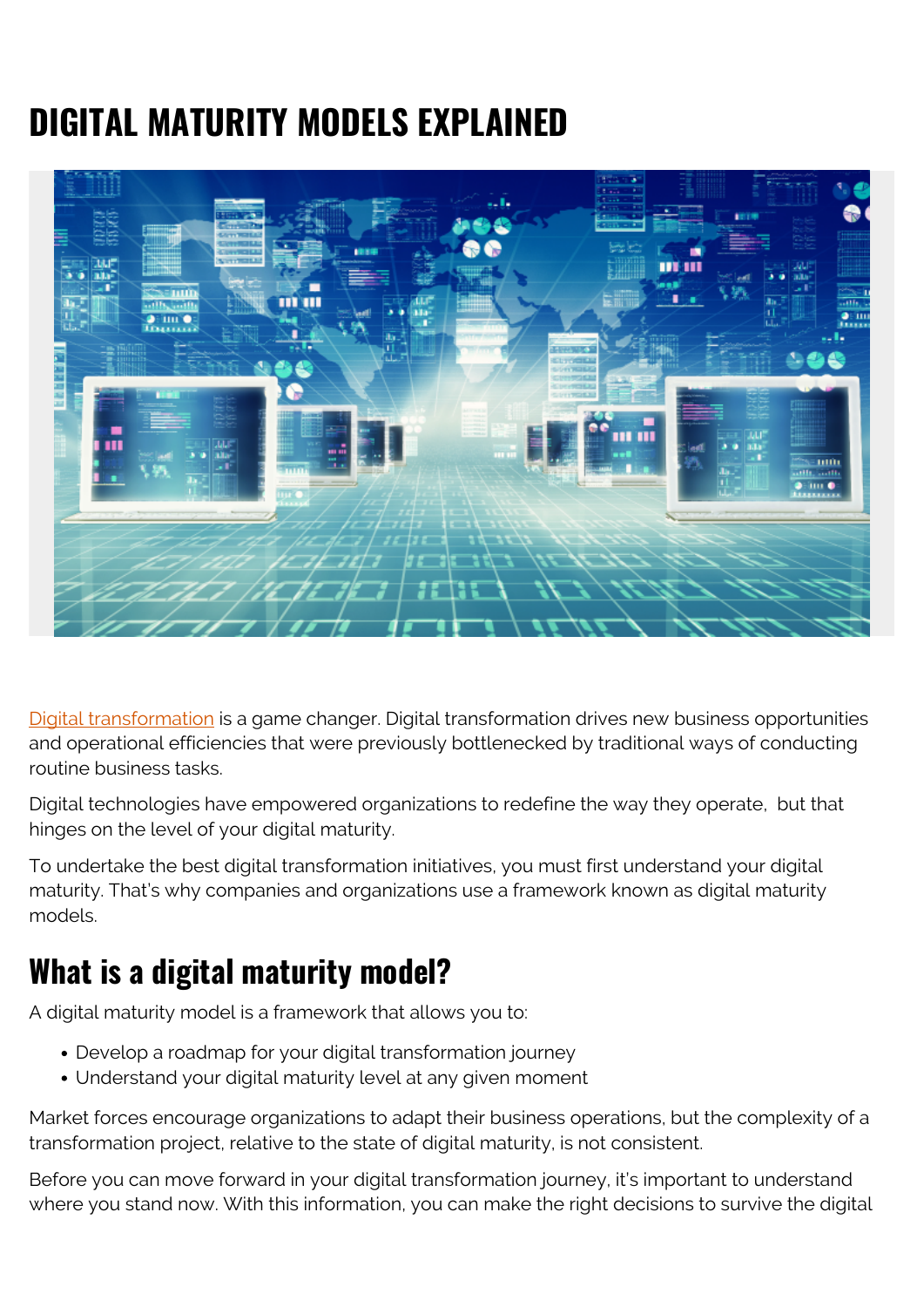# DIGITAL MATURITY MODELS EXPLAINED

Digital transformation is a game changer. Digital transformation drives new business opportunities and operational efficiencies that were previously bottlenecked by traditional ways of conducting routine business tasks.

Digital technologies have empowered organizations to redefine the way they operate, but that hinges on the level of your digital maturity.

To undertake the best digital transformation initiatives, you must first understand your digital maturity. That's why companies and organizations use a framework known as digital maturity models.

## What is a digital maturity model?

A digital maturity model is a framework that allows you to:

- Develop a roadmap for your digital transformation journey
- Understand your digital maturity level at any given moment

Market forces encourage organizations to adapt their business operations, but the complexity of a transformation project, relative to the state of digital maturity, is not consistent.

Before you can move forward in your digital transformation journey, it's important to understand where you stand now. With this information, you can make the right decisions to survive the digital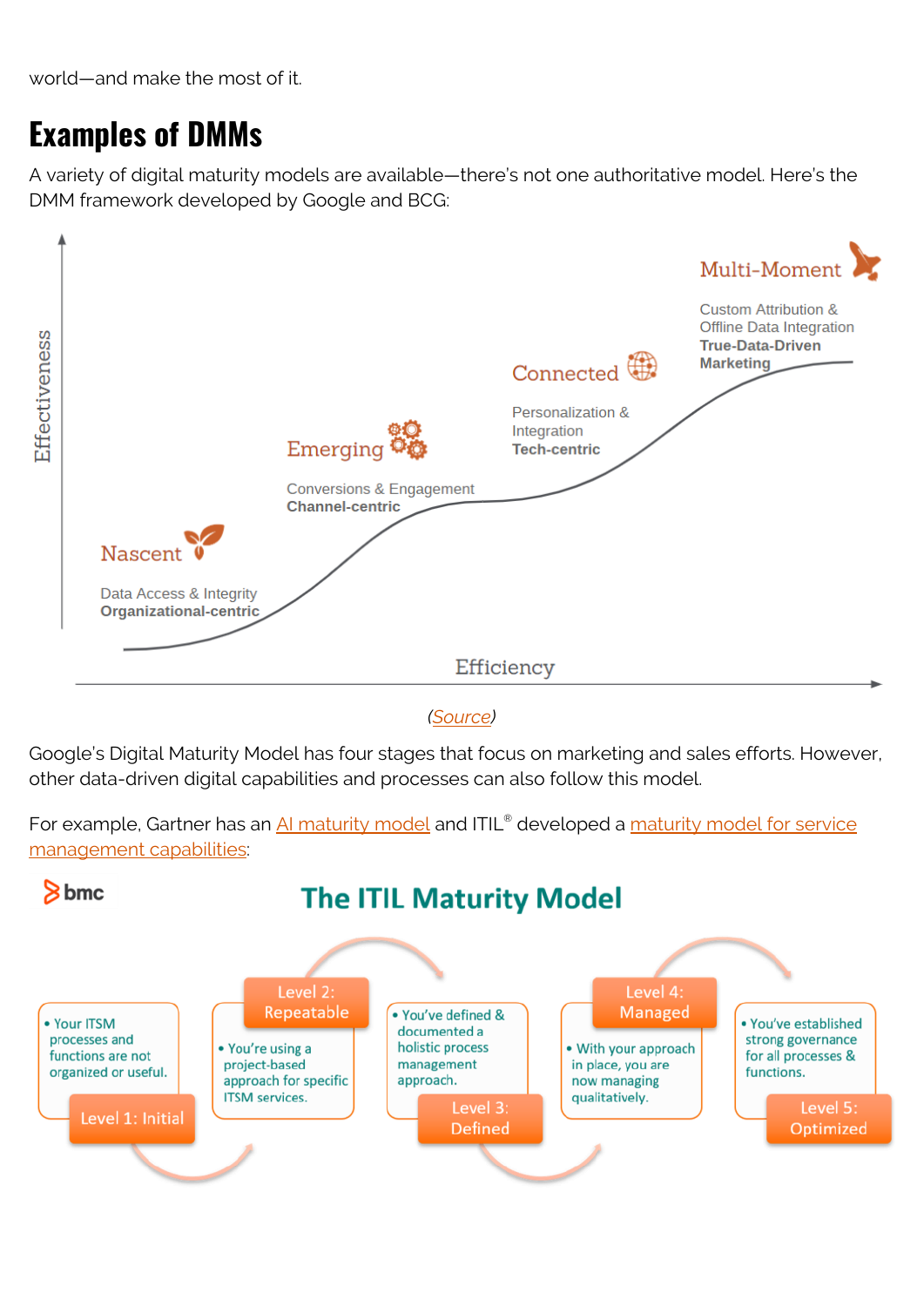world—and make the most of it.

## Examples of DMMs

A variety of digital maturity models are available—there's not one authoritative model. Here's the DMM framework developed by Google and BCG:

Effectiveness

Nascent
Data Access & Integrity
**Organizational-centric**

Emerging
Conversions & Engagement
**Channel-centric**

Connected
Personalization & Integration
**Tech-centric**

Multi-Moment
Custom Attribution & Offline Data Integration
**True-Data-Driven Marketing**

Efficiency

*(Source)*

Google's Digital Maturity Model has four stages that focus on marketing and sales efforts. However, other data-driven digital capabilities and processes can also follow this model.

For example, Gartner has an AI maturity model and ITIL® developed a maturity model for service management capabilities:

bmc

**The ITIL Maturity Model**

- Level 1: Initial
  - Your ITSM processes and functions are not organized or useful.
- Level 2: Repeatable
  - You're using a project-based approach for specific ITSM services.
- Level 3: Defined
  - You've defined & documented a holistic process management approach.
- Level 4: Managed
  - With your approach in place, you are now managing qualitatively.
- Level 5: Optimized
  - You've established strong governance for all processes & functions.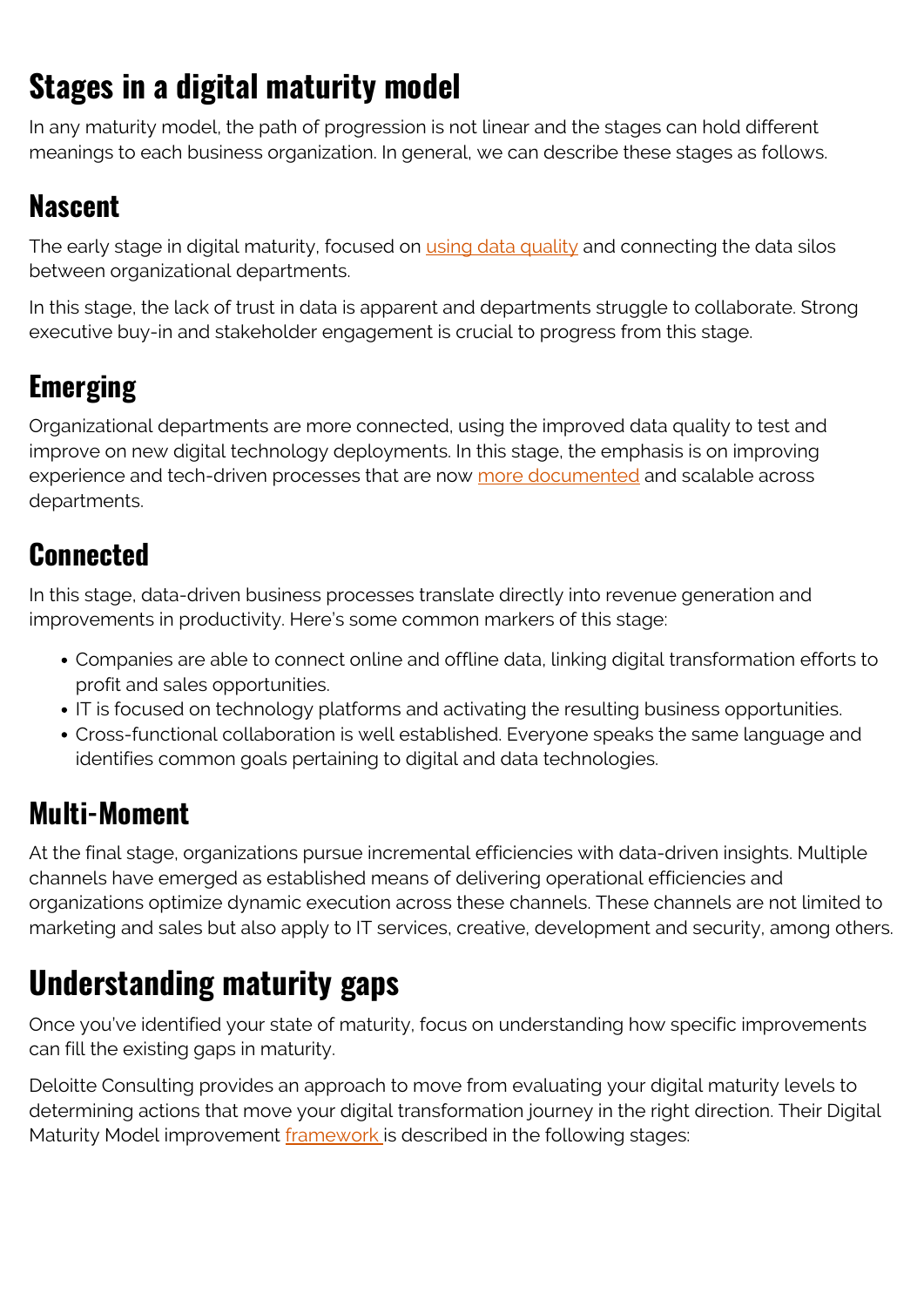# Stages in a digital maturity model

In any maturity model, the path of progression is not linear and the stages can hold different meanings to each business organization. In general, we can describe these stages as follows.

## Nascent

The early stage in digital maturity, focused on using data quality and connecting the data silos between organizational departments.

In this stage, the lack of trust in data is apparent and departments struggle to collaborate. Strong executive buy-in and stakeholder engagement is crucial to progress from this stage.

## Emerging

Organizational departments are more connected, using the improved data quality to test and improve on new digital technology deployments. In this stage, the emphasis is on improving experience and tech-driven processes that are now more documented and scalable across departments.

## Connected

In this stage, data-driven business processes translate directly into revenue generation and improvements in productivity. Here's some common markers of this stage:

- Companies are able to connect online and offline data, linking digital transformation efforts to profit and sales opportunities.
- IT is focused on technology platforms and activating the resulting business opportunities.
- Cross-functional collaboration is well established. Everyone speaks the same language and identifies common goals pertaining to digital and data technologies.

## Multi-Moment

At the final stage, organizations pursue incremental efficiencies with data-driven insights. Multiple channels have emerged as established means of delivering operational efficiencies and organizations optimize dynamic execution across these channels. These channels are not limited to marketing and sales but also apply to IT services, creative, development and security, among others.

# Understanding maturity gaps

Once you've identified your state of maturity, focus on understanding how specific improvements can fill the existing gaps in maturity.

Deloitte Consulting provides an approach to move from evaluating your digital maturity levels to determining actions that move your digital transformation journey in the right direction. Their Digital Maturity Model improvement framework is described in the following stages: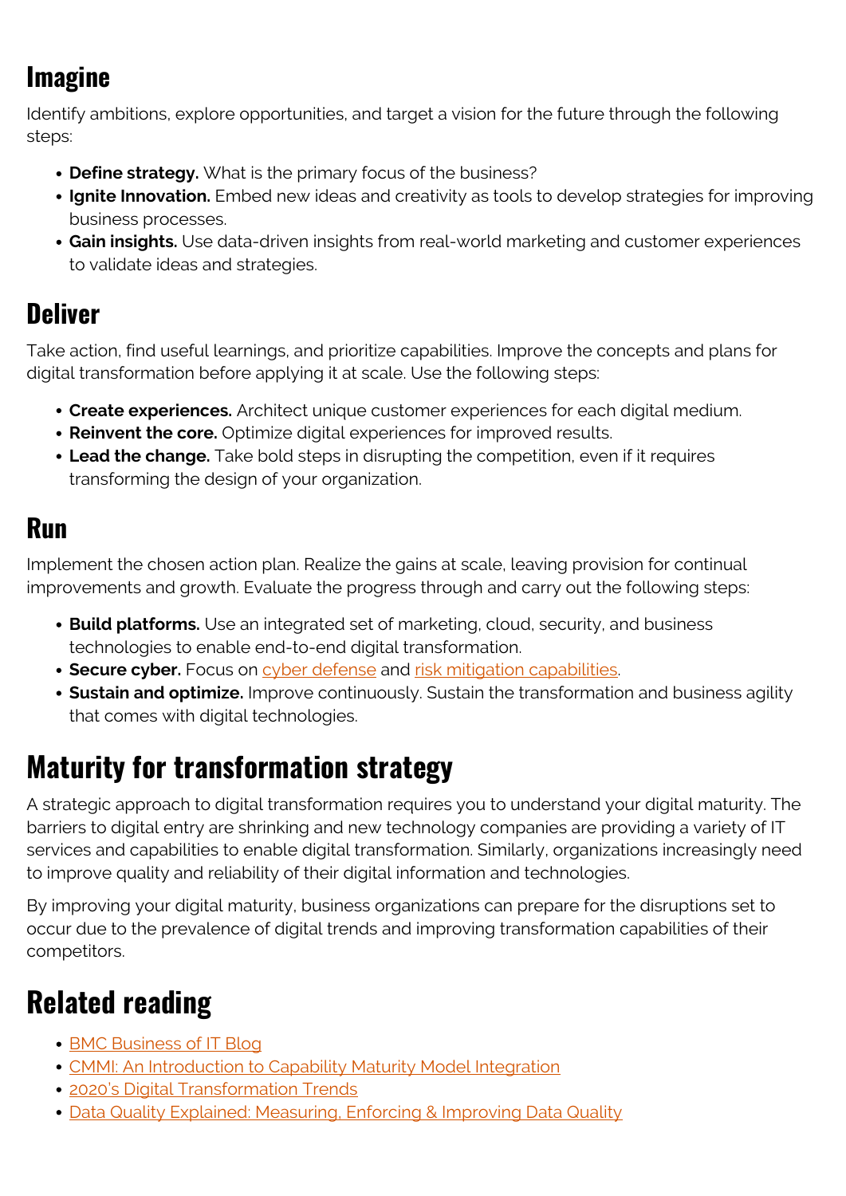### Imagine

Identify ambitions, explore opportunities, and target a vision for the future through the following steps:

- **Define strategy.** What is the primary focus of the business?
- **Ignite Innovation.** Embed new ideas and creativity as tools to develop strategies for improving business processes.
- **Gain insights.** Use data-driven insights from real-world marketing and customer experiences to validate ideas and strategies.

### Deliver

Take action, find useful learnings, and prioritize capabilities. Improve the concepts and plans for digital transformation before applying it at scale. Use the following steps:

- **Create experiences.** Architect unique customer experiences for each digital medium.
- **Reinvent the core.** Optimize digital experiences for improved results.
- **Lead the change.** Take bold steps in disrupting the competition, even if it requires transforming the design of your organization.

### Run

Implement the chosen action plan. Realize the gains at scale, leaving provision for continual improvements and growth. Evaluate the progress through and carry out the following steps:

- **Build platforms.** Use an integrated set of marketing, cloud, security, and business technologies to enable end-to-end digital transformation.
- **Secure cyber.** Focus on cyber defense and risk mitigation capabilities.
- **Sustain and optimize.** Improve continuously. Sustain the transformation and business agility that comes with digital technologies.

## Maturity for transformation strategy

A strategic approach to digital transformation requires you to understand your digital maturity. The barriers to digital entry are shrinking and new technology companies are providing a variety of IT services and capabilities to enable digital transformation. Similarly, organizations increasingly need to improve quality and reliability of their digital information and technologies.

By improving your digital maturity, business organizations can prepare for the disruptions set to occur due to the prevalence of digital trends and improving transformation capabilities of their competitors.

## Related reading

- BMC Business of IT Blog
- CMMI: An Introduction to Capability Maturity Model Integration
- 2020's Digital Transformation Trends
- Data Quality Explained: Measuring, Enforcing & Improving Data Quality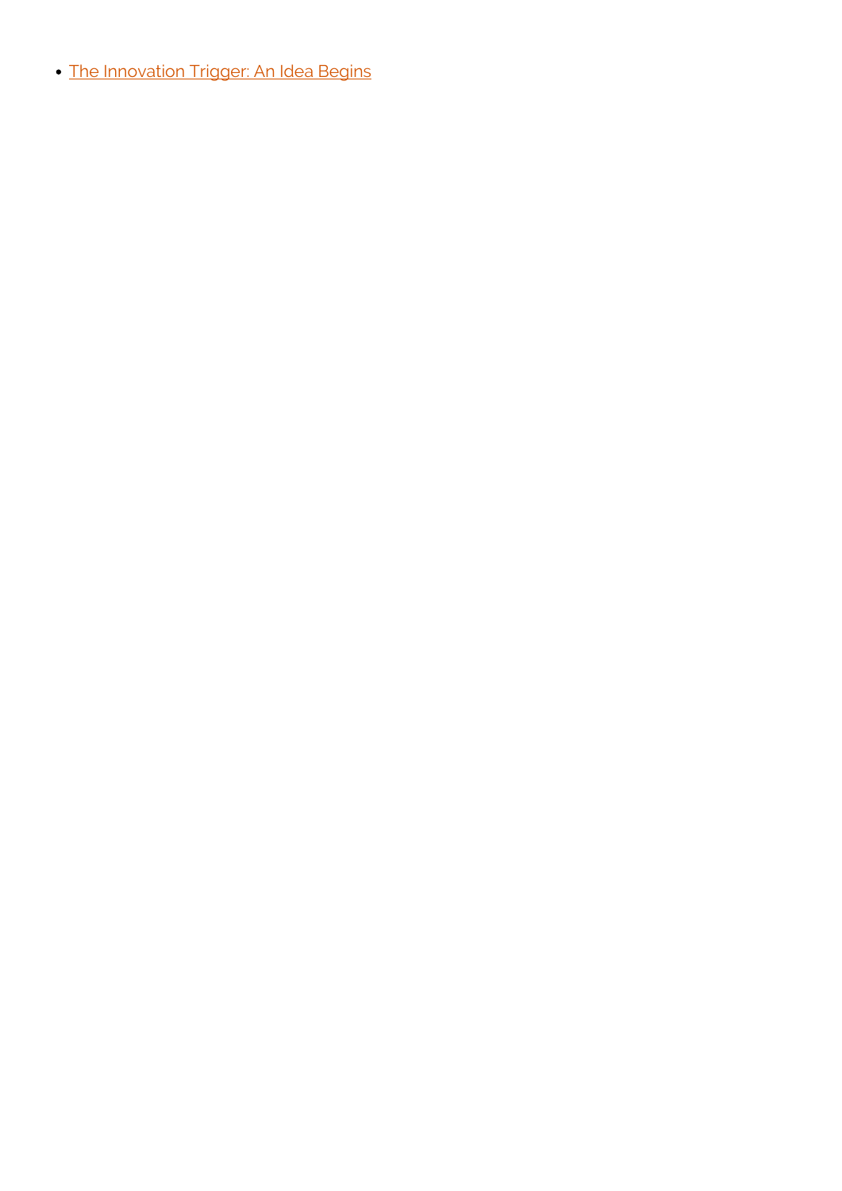- The Innovation Trigger: An Idea Begins